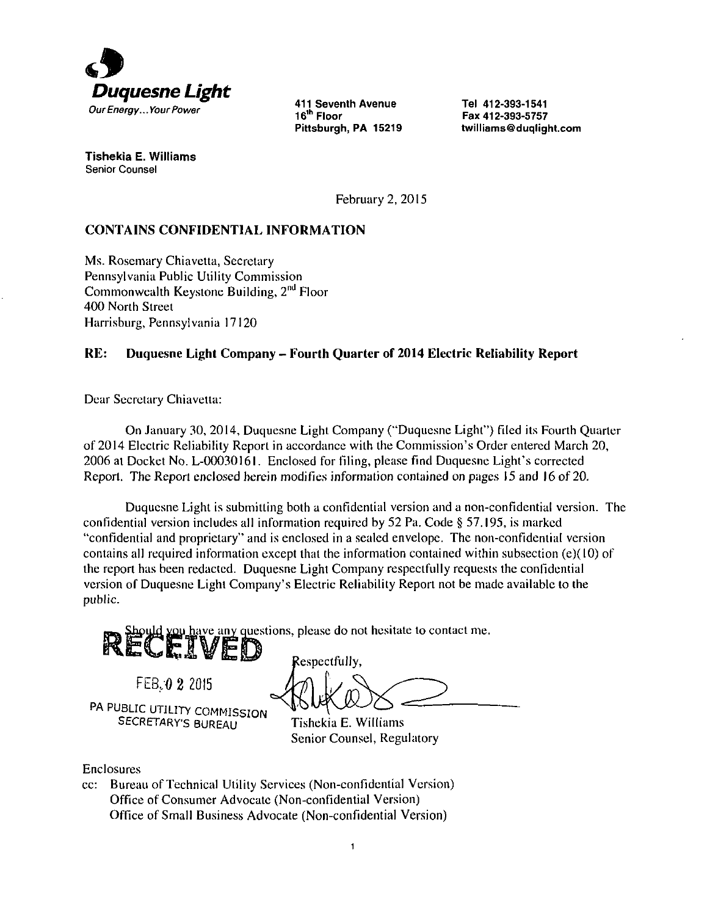**Duquesne Light**

*Our Energy... Your Power*

411 Seventh Avenue
16th Floor
Pittsburgh, PA 15219

Tel 412-393-1541
Fax 412-393-5757
twilliams@duqlight.com

**Tishekia E. Williams**
Senior Counsel

February 2, 2015

**CONTAINS CONFIDENTIAL INFORMATION**

Ms. Rosemary Chiavetta, Secretary
Pennsylvania Public Utility Commission
Commonwealth Keystone Building, 2nd Floor
400 North Street
Harrisburg, Pennsylvania 17120

**RE: Duquesne Light Company – Fourth Quarter of 2014 Electric Reliability Report**

Dear Secretary Chiavetta:

On January 30, 2014, Duquesne Light Company ("Duquesne Light") filed its Fourth Quarter of 2014 Electric Reliability Report in accordance with the Commission's Order entered March 20, 2006 at Docket No. L-00030161. Enclosed for filing, please find Duquesne Light's corrected Report. The Report enclosed herein modifies information contained on pages 15 and 16 of 20.

Duquesne Light is submitting both a confidential version and a non-confidential version. The confidential version includes all information required by 52 Pa. Code § 57.195, is marked "confidential and proprietary" and is enclosed in a sealed envelope. The non-confidential version contains all required information except that the information contained within subsection (e)(10) of the report has been redacted. Duquesne Light Company respectfully requests the confidential version of Duquesne Light Company's Electric Reliability Report not be made available to the public.

Should you have any questions, please do not hesitate to contact me.

RECEIVED
FEB 02 2015
PA PUBLIC UTILITY COMMISSION
SECRETARY'S BUREAU

Respectfully,

Tishekia E. Williams
Senior Counsel, Regulatory

Enclosures

cc: Bureau of Technical Utility Services (Non-confidential Version)
Office of Consumer Advocate (Non-confidential Version)
Office of Small Business Advocate (Non-confidential Version)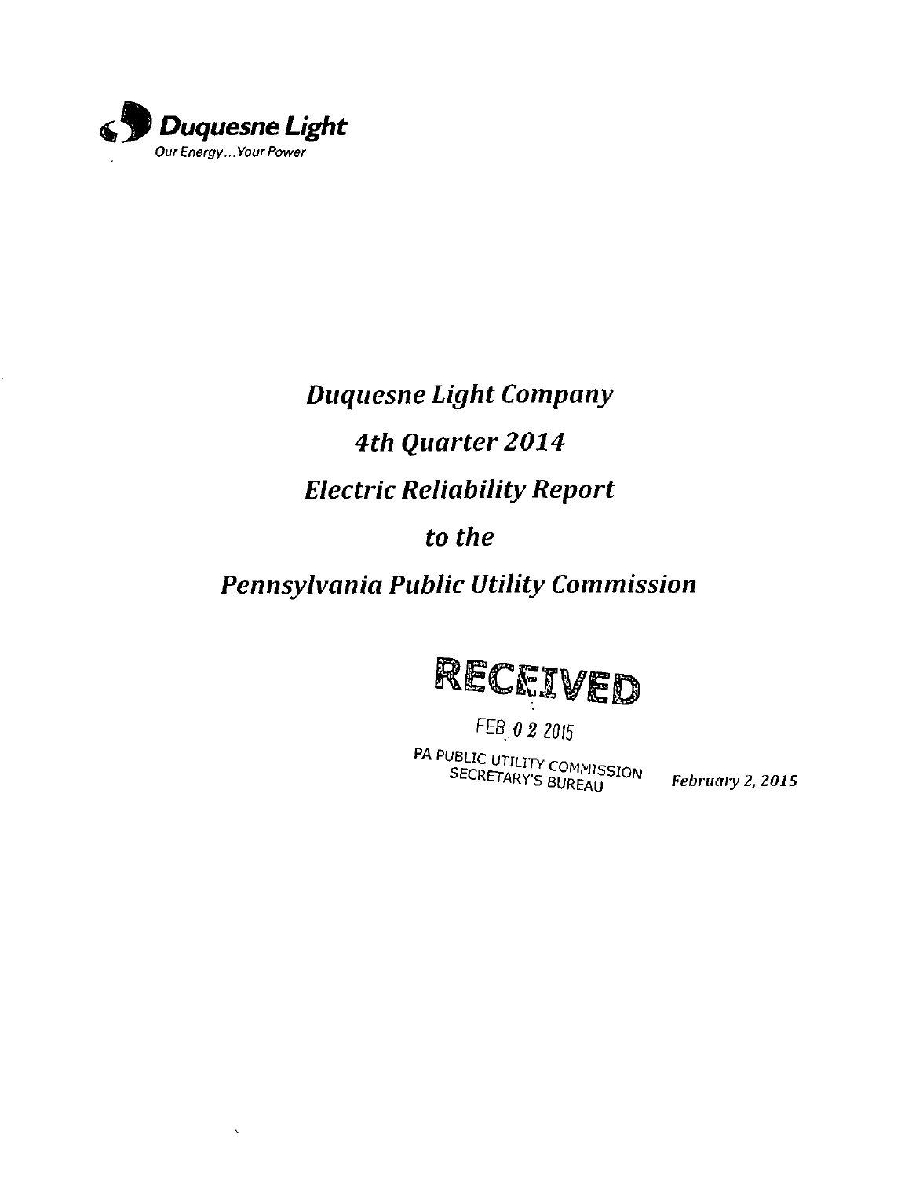**Duquesne Light**
*Our Energy... Your Power*

# *Duquesne Light Company*

# *4th Quarter 2014*

# *Electric Reliability Report*

# *to the*

# *Pennsylvania Public Utility Commission*

RECEIVED

FEB 02 2015

PA PUBLIC UTILITY COMMISSION
SECRETARY'S BUREAU

***February 2, 2015***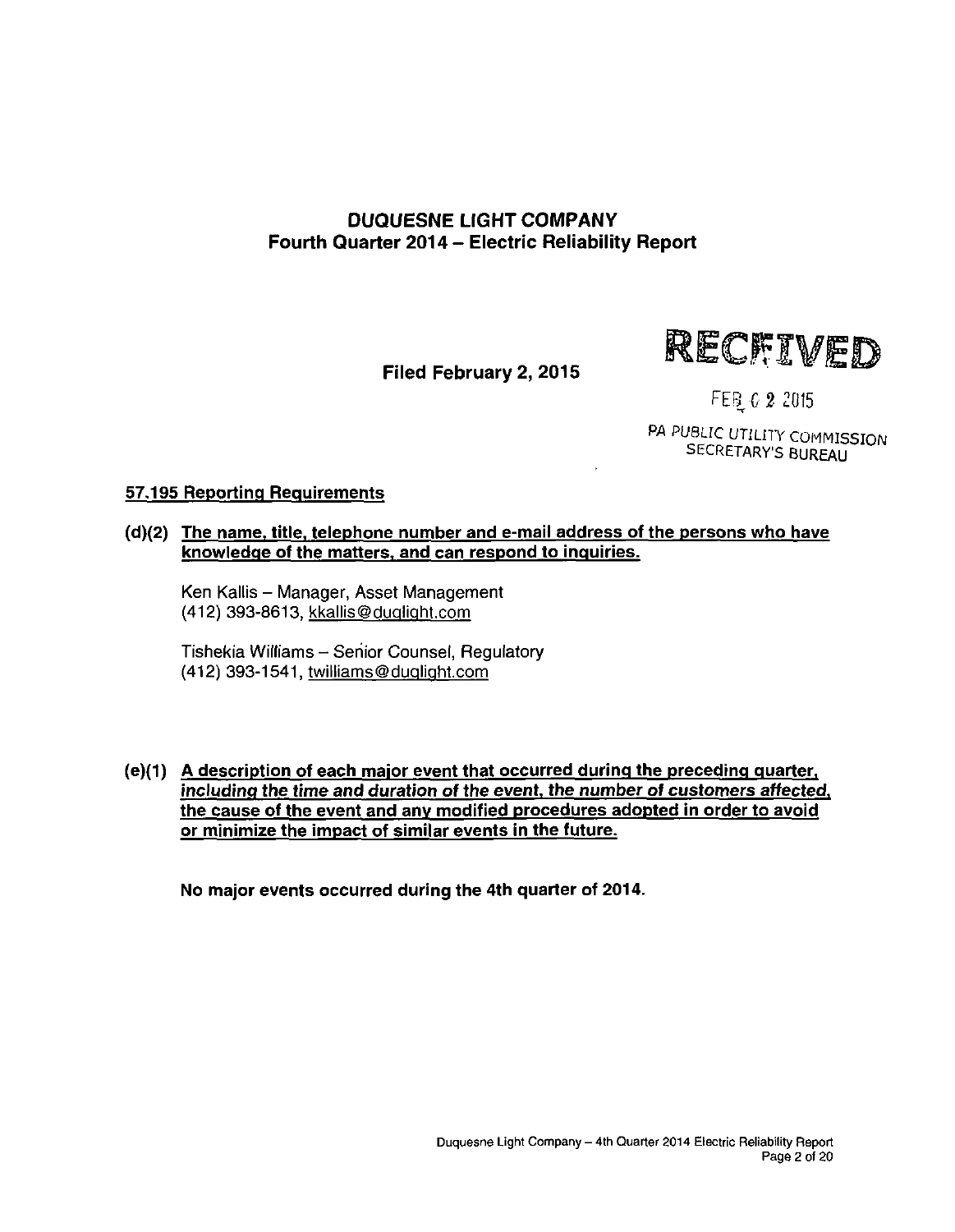# DUQUESNE LIGHT COMPANY
## Fourth Quarter 2014 – Electric Reliability Report

**Filed February 2, 2015**

RECEIVED

FEB 02 2015

PA PUBLIC UTILITY COMMISSION
SECRETARY'S BUREAU

**57.195 Reporting Requirements**

**(d)(2) The name, title, telephone number and e-mail address of the persons who have knowledge of the matters, and can respond to inquiries.**

Ken Kallis – Manager, Asset Management
(412) 393-8613, kkallis@duqlight.com

Tishekia Williams – Senior Counsel, Regulatory
(412) 393-1541, twilliams@duqlight.com

**(e)(1) A description of each major event that occurred during the preceding quarter, *including the time and duration of the event, the number of customers affected,* the cause of the event and any modified procedures adopted in order to avoid or minimize the impact of similar events in the future.**

**No major events occurred during the 4th quarter of 2014.**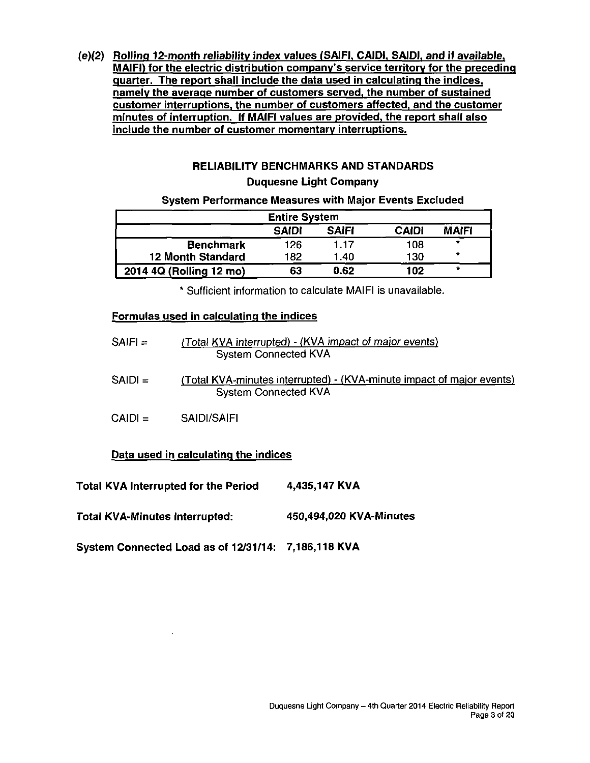**(e)(2) <u>Rolling 12-month reliability index values (SAIFI, CAIDI, SAIDI, and if available, MAIFI) for the electric distribution company's service territory for the preceding quarter. The report shall include the data used in calculating the indices, namely the average number of customers served, the number of sustained customer interruptions, the number of customers affected, and the customer minutes of interruption. If MAIFI values are provided, the report shall also include the number of customer momentary interruptions.</u>**

## RELIABILITY BENCHMARKS AND STANDARDS

### Duquesne Light Company

**System Performance Measures with Major Events Excluded**

| Entire System | | | | |
|---|---|---|---|---|
| | **SAIDI** | **SAIFI** | **CAIDI** | **MAIFI** |
| **Benchmark** | 126 | 1.17 | 108 | * |
| **12 Month Standard** | 182 | 1.40 | 130 | * |
| **2014 4Q (Rolling 12 mo)** | **63** | **0.62** | **102** | * |

* Sufficient information to calculate MAIFI is unavailable.

**<u>Formulas used in calculating the indices</u>**

$$\text{SAIFI} = \frac{\text{(Total KVA interrupted) - (KVA impact of major events)}}{\text{System Connected KVA}}$$

$$\text{SAIDI} = \frac{\text{(Total KVA-minutes interrupted) - (KVA-minute impact of major events)}}{\text{System Connected KVA}}$$

$$\text{CAIDI} = \text{SAIDI/SAIFI}$$

**<u>Data used in calculating the indices</u>**

**Total KVA Interrupted for the Period** **4,435,147 KVA**

**Total KVA-Minutes Interrupted:** **450,494,020 KVA-Minutes**

**System Connected Load as of 12/31/14:** **7,186,118 KVA**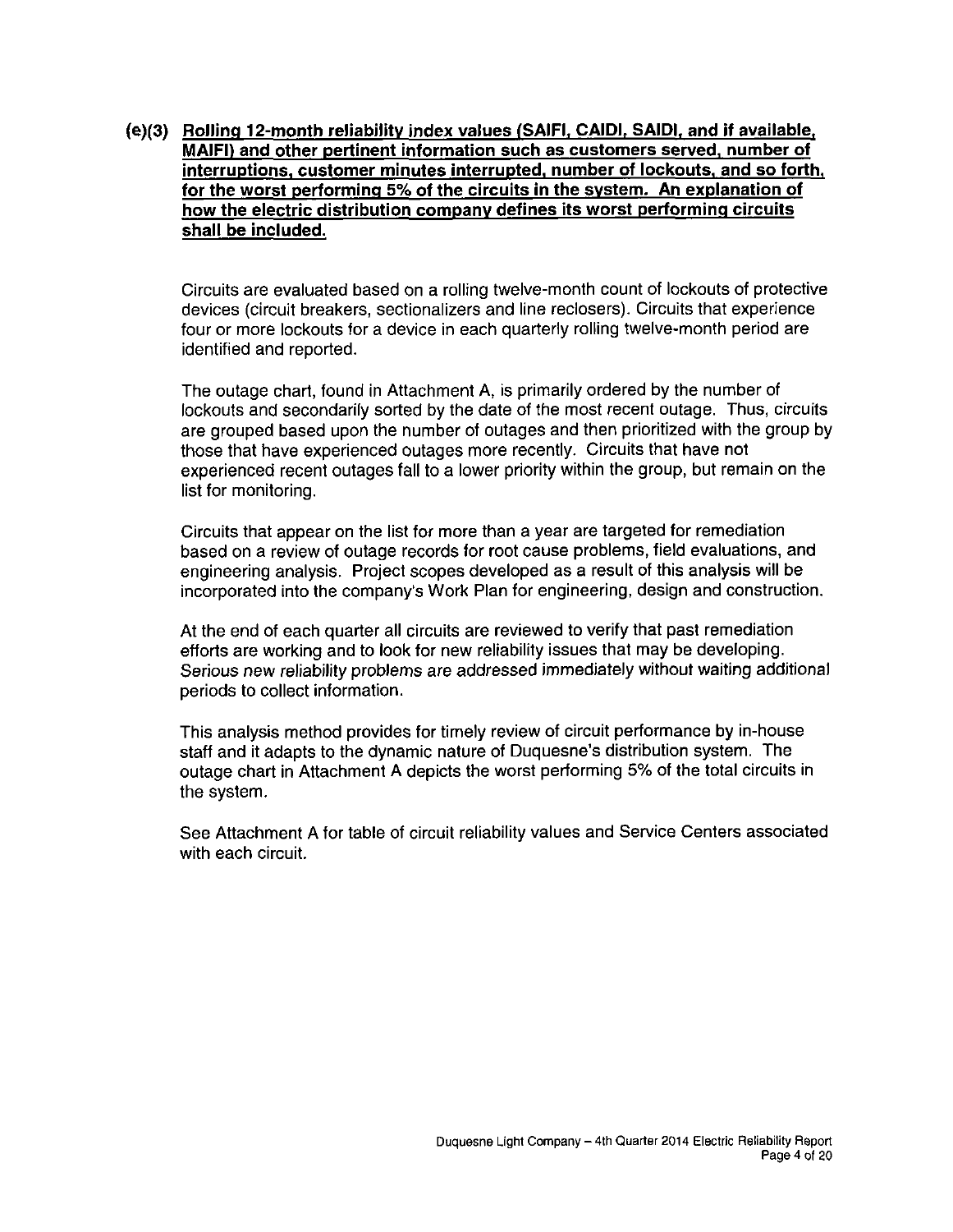**(e)(3) <u>Rolling 12-month reliability index values (SAIFI, CAIDI, SAIDI, and if available, MAIFI) and other pertinent information such as customers served, number of interruptions, customer minutes interrupted, number of lockouts, and so forth, for the worst performing 5% of the circuits in the system. An explanation of how the electric distribution company defines its worst performing circuits shall be included.</u>**

Circuits are evaluated based on a rolling twelve-month count of lockouts of protective devices (circuit breakers, sectionalizers and line reclosers). Circuits that experience four or more lockouts for a device in each quarterly rolling twelve-month period are identified and reported.

The outage chart, found in Attachment A, is primarily ordered by the number of lockouts and secondarily sorted by the date of the most recent outage. Thus, circuits are grouped based upon the number of outages and then prioritized with the group by those that have experienced outages more recently. Circuits that have not experienced recent outages fall to a lower priority within the group, but remain on the list for monitoring.

Circuits that appear on the list for more than a year are targeted for remediation based on a review of outage records for root cause problems, field evaluations, and engineering analysis. Project scopes developed as a result of this analysis will be incorporated into the company's Work Plan for engineering, design and construction.

At the end of each quarter all circuits are reviewed to verify that past remediation efforts are working and to look for new reliability issues that may be developing. *Serious new reliability problems are addressed immediately without waiting additional periods to collect information.*

This analysis method provides for timely review of circuit performance by in-house staff and it adapts to the dynamic nature of Duquesne's distribution system. The outage chart in Attachment A depicts the worst performing 5% of the total circuits in the system.

See Attachment A for table of circuit reliability values and Service Centers associated with each circuit.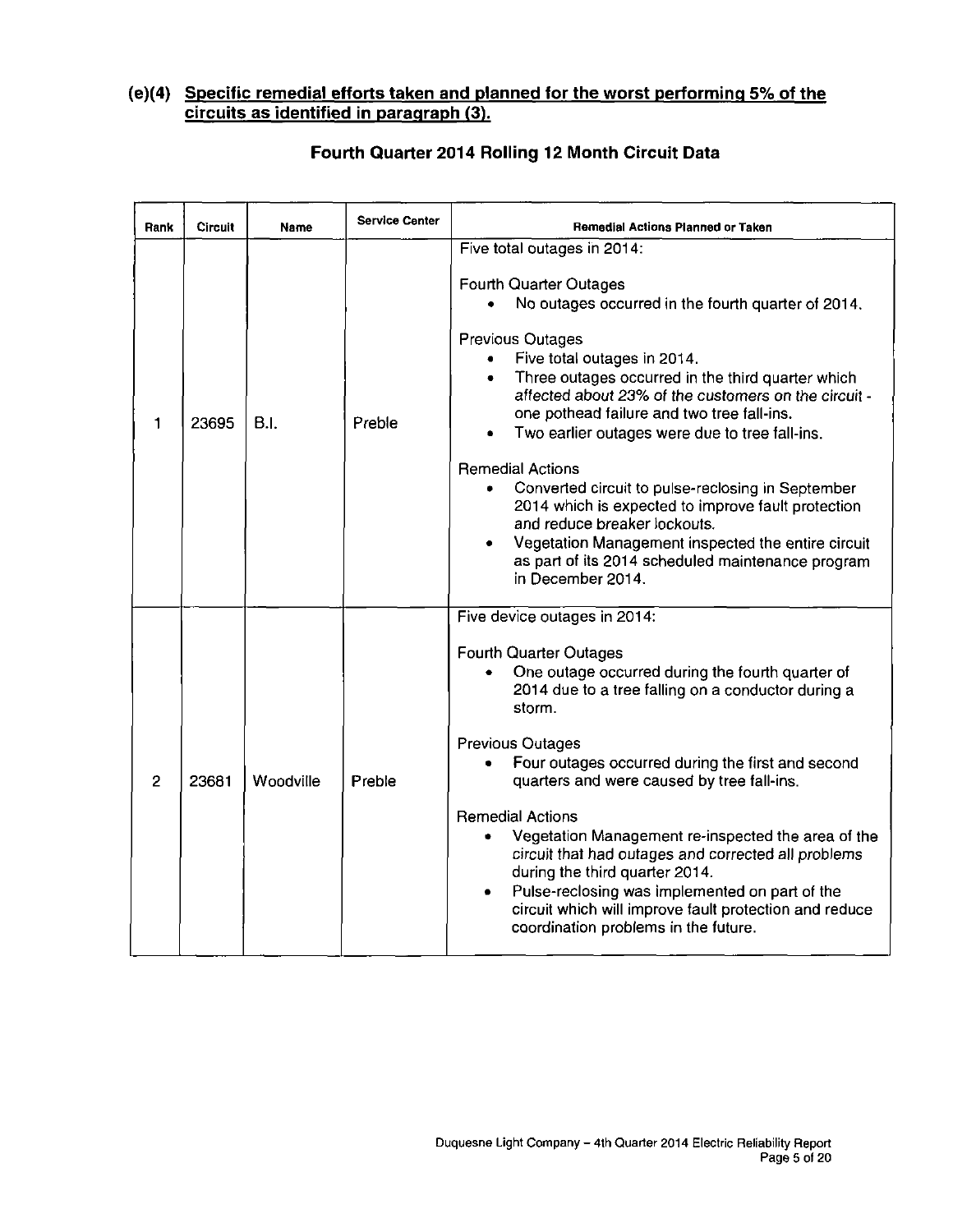## (e)(4) Specific remedial efforts taken and planned for the worst performing 5% of the circuits as identified in paragraph (3).

### Fourth Quarter 2014 Rolling 12 Month Circuit Data

| Rank | Circuit | Name | Service Center | Remedial Actions Planned or Taken |
|---|---|---|---|---|
| 1 | 23695 | B.I. | Preble | Five total outages in 2014:<br><br>Fourth Quarter Outages<br>• No outages occurred in the fourth quarter of 2014.<br><br>Previous Outages<br>• Five total outages in 2014.<br>• Three outages occurred in the third quarter which *affected about 23% of the customers on the circuit* - one pothead failure and two tree fall-ins.<br>• Two earlier outages were due to tree fall-ins.<br><br>Remedial Actions<br>• Converted circuit to pulse-reclosing in September 2014 which is expected to improve fault protection and reduce breaker lockouts.<br>• Vegetation Management inspected the entire circuit as part of its 2014 scheduled maintenance program in December 2014. |
| 2 | 23681 | Woodville | Preble | Five device outages in 2014:<br><br>Fourth Quarter Outages<br>• One outage occurred during the fourth quarter of 2014 due to a tree falling on a conductor during a storm.<br><br>Previous Outages<br>• Four outages occurred during the first and second quarters and were caused by tree fall-ins.<br><br>Remedial Actions<br>• Vegetation Management re-inspected the area of the *circuit that had outages and corrected all problems* during the third quarter 2014.<br>• Pulse-reclosing was implemented on part of the circuit which will improve fault protection and reduce coordination problems in the future. |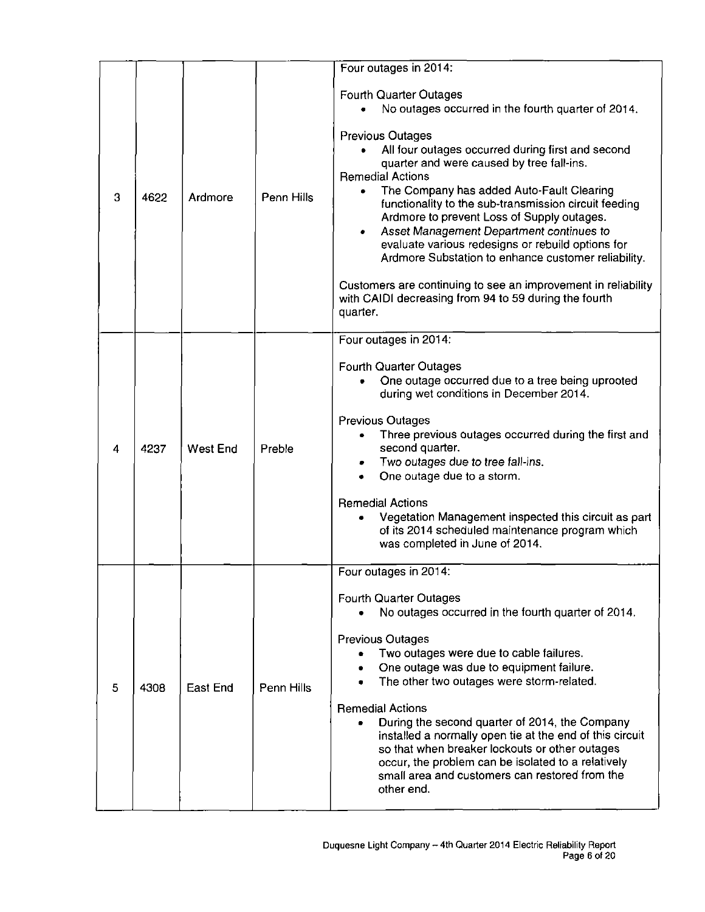| | | | | |
|---|---|---|---|---|
| 3 | 4622 | Ardmore | Penn Hills | Four outages in 2014:<br><br>Fourth Quarter Outages<br>• No outages occurred in the fourth quarter of 2014.<br><br>Previous Outages<br>• All four outages occurred during first and second quarter and were caused by tree fall-ins.<br>Remedial Actions<br>• The Company has added Auto-Fault Clearing functionality to the sub-transmission circuit feeding Ardmore to prevent Loss of Supply outages.<br>• *Asset Management Department continues to evaluate various redesigns or rebuild options for Ardmore Substation to enhance customer reliability.*<br><br>Customers are continuing to see an improvement in reliability with CAIDI decreasing from 94 to 59 during the fourth quarter. |
| 4 | 4237 | West End | Preble | Four outages in 2014:<br><br>Fourth Quarter Outages<br>• One outage occurred due to a tree being uprooted during wet conditions in December 2014.<br><br>Previous Outages<br>• Three previous outages occurred during the first and second quarter.<br>• *Two outages due to tree fall-ins.*<br>• One outage due to a storm.<br><br>Remedial Actions<br>• Vegetation Management inspected this circuit as part of its 2014 scheduled maintenance program which was completed in June of 2014. |
| 5 | 4308 | East End | Penn Hills | Four outages in 2014:<br><br>Fourth Quarter Outages<br>• No outages occurred in the fourth quarter of 2014.<br><br>Previous Outages<br>• Two outages were due to cable failures.<br>• One outage was due to equipment failure.<br>• The other two outages were storm-related.<br><br>Remedial Actions<br>• During the second quarter of 2014, the Company installed a normally open tie at the end of this circuit so that when breaker lockouts or other outages occur, the problem can be isolated to a relatively small area and customers can restored from the other end. |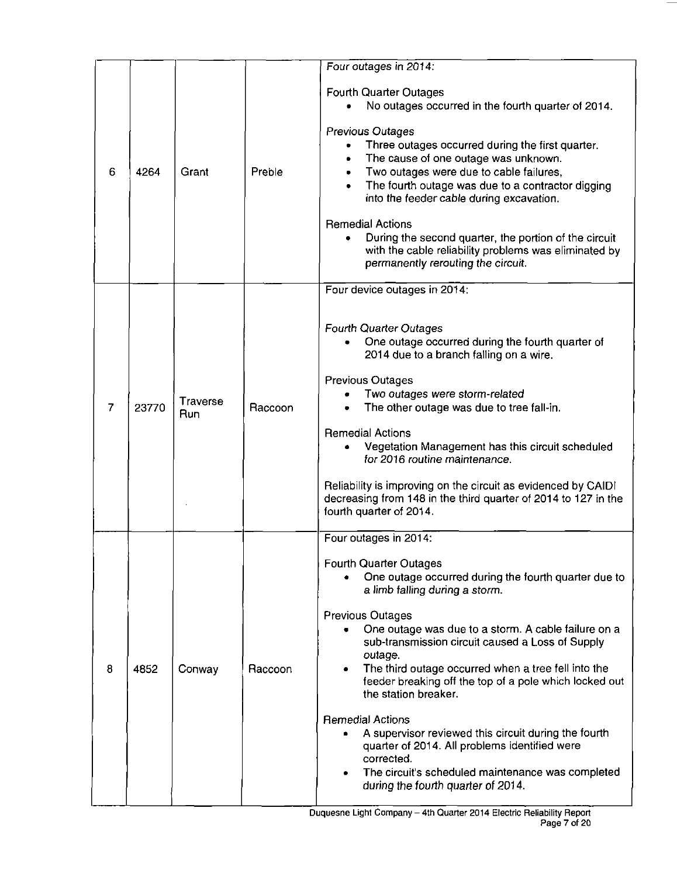| | | | | |
|---|---|---|---|---|
| 6 | 4264 | Grant | Preble | *Four outages in 2014:*<br><br>Fourth Quarter Outages<br>• No outages occurred in the fourth quarter of 2014.<br><br>*Previous Outages*<br>• Three outages occurred during the first quarter.<br>• The cause of one outage was unknown.<br>• Two outages were due to cable failures,<br>• The fourth outage was due to a contractor digging into the feeder cable during excavation.<br><br>Remedial Actions<br>• During the second quarter, the portion of the circuit with the cable reliability problems was eliminated by *permanently rerouting the circuit.* |
| 7 | 23770 | Traverse Run | Raccoon | Four device outages in 2014:<br><br>*Fourth Quarter Outages*<br>• One outage occurred during the fourth quarter of 2014 due to a branch falling on a wire.<br><br>Previous Outages<br>• *Two outages were storm-related*<br>• The other outage was due to tree fall-in.<br><br>Remedial Actions<br>• Vegetation Management has this circuit scheduled *for 2016 routine maintenance.*<br><br>Reliability is improving on the circuit as evidenced by CAIDI decreasing from 148 in the third quarter of 2014 to 127 in the fourth quarter of 2014. |
| 8 | 4852 | Conway | Raccoon | Four outages in 2014:<br><br>Fourth Quarter Outages<br>• One outage occurred during the fourth quarter due to *a limb falling during a storm.*<br><br>Previous Outages<br>• One outage was due to a storm. A cable failure on a sub-transmission circuit caused a Loss of Supply *outage.*<br>• The third outage occurred when a tree fell into the feeder breaking off the top of a pole which locked out the station breaker.<br><br>Remedial Actions<br>• A supervisor reviewed this circuit during the fourth quarter of 2014. All problems identified were corrected.<br>• The circuit's scheduled maintenance was completed *during the fourth quarter of 2014.* |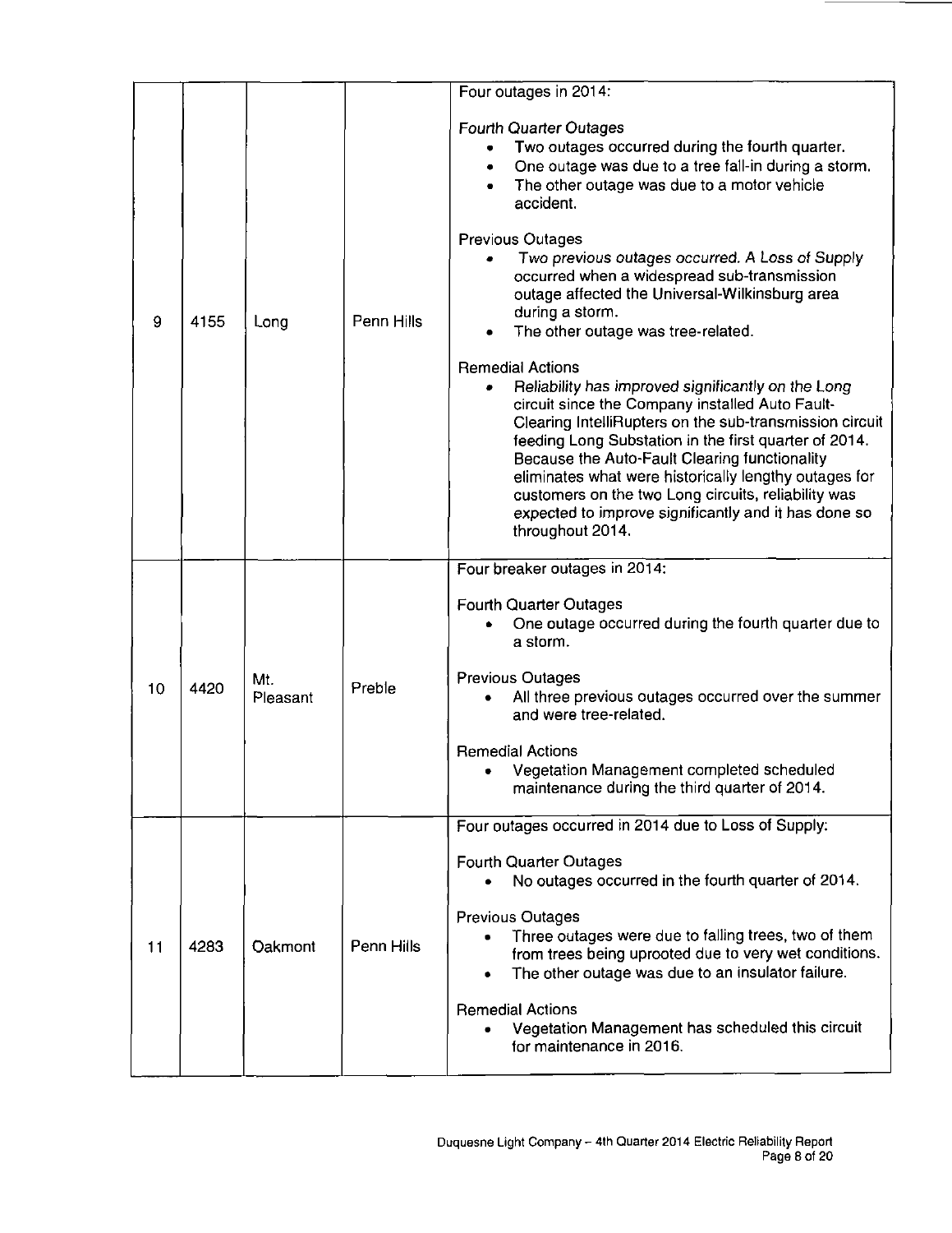| | | | | |
|---|---|---|---|---|
| 9 | 4155 | Long | Penn Hills | Four outages in 2014:<br><br>*Fourth Quarter Outages*<br>• Two outages occurred during the fourth quarter.<br>• One outage was due to a tree fall-in during a storm.<br>• The other outage was due to a motor vehicle accident.<br><br>Previous Outages<br>• *Two previous outages occurred. A Loss of Supply occurred when a widespread sub-transmission outage affected the Universal-Wilkinsburg area during a storm.*<br>• The other outage was tree-related.<br><br>Remedial Actions<br>• *Reliability has improved significantly on the Long circuit since the Company installed Auto Fault-Clearing IntelliRupters on the sub-transmission circuit feeding Long Substation in the first quarter of 2014. Because the Auto-Fault Clearing functionality eliminates what were historically lengthy outages for customers on the two Long circuits, reliability was expected to improve significantly and it has done so throughout 2014.* |
| 10 | 4420 | Mt. Pleasant | Preble | Four breaker outages in 2014:<br><br>Fourth Quarter Outages<br>• One outage occurred during the fourth quarter due to a storm.<br><br>Previous Outages<br>• All three previous outages occurred over the summer and were tree-related.<br><br>Remedial Actions<br>• Vegetation Management completed scheduled maintenance during the third quarter of 2014. |
| 11 | 4283 | Oakmont | Penn Hills | Four outages occurred in 2014 due to Loss of Supply:<br><br>Fourth Quarter Outages<br>• No outages occurred in the fourth quarter of 2014.<br><br>Previous Outages<br>• Three outages were due to falling trees, two of them from trees being uprooted due to very wet conditions.<br>• The other outage was due to an insulator failure.<br><br>Remedial Actions<br>• Vegetation Management has scheduled this circuit for maintenance in 2016. |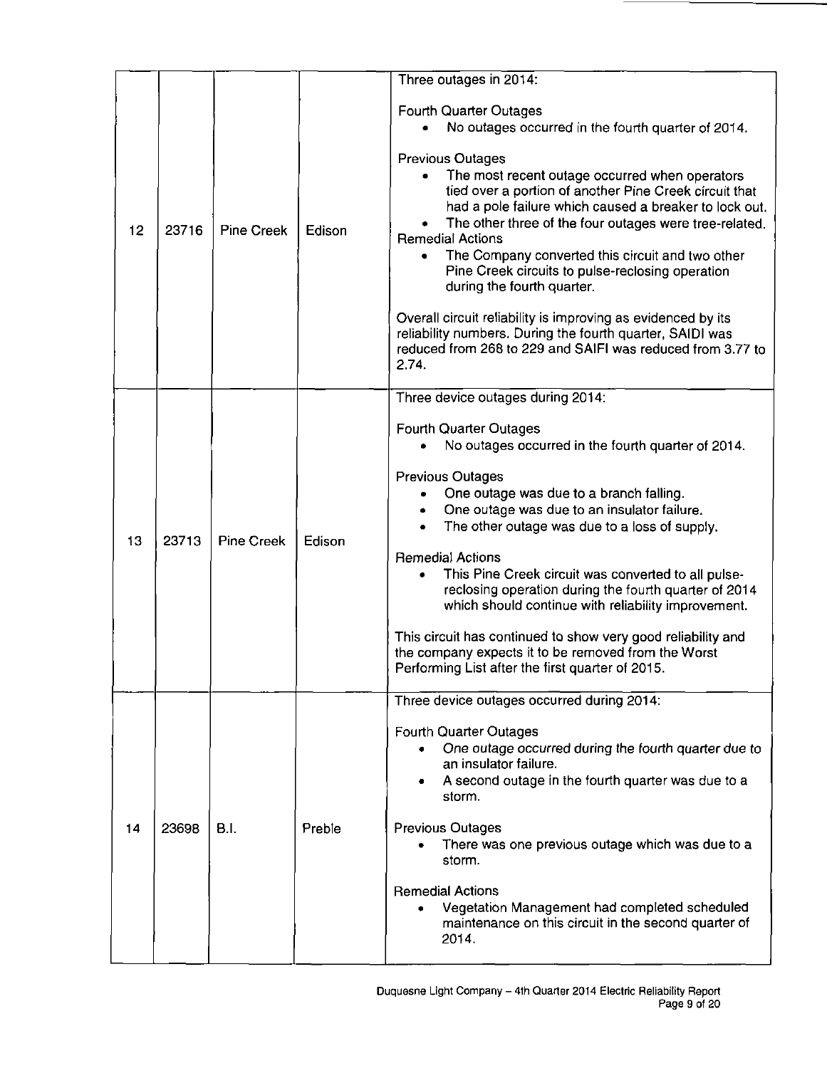| | | | | |
|---|---|---|---|---|
| 12 | 23716 | Pine Creek | Edison | Three outages in 2014:<br><br>Fourth Quarter Outages<br>• No outages occurred in the fourth quarter of 2014.<br><br>Previous Outages<br>• The most recent outage occurred when operators tied over a portion of another Pine Creek circuit that had a pole failure which caused a breaker to lock out.<br>• The other three of the four outages were tree-related.<br>Remedial Actions<br>• The Company converted this circuit and two other Pine Creek circuits to pulse-reclosing operation during the fourth quarter.<br><br>Overall circuit reliability is improving as evidenced by its reliability numbers. During the fourth quarter, SAIDI was reduced from 268 to 229 and SAIFI was reduced from 3.77 to 2.74. |
| 13 | 23713 | Pine Creek | Edison | Three device outages during 2014:<br><br>Fourth Quarter Outages<br>• No outages occurred in the fourth quarter of 2014.<br><br>Previous Outages<br>• One outage was due to a branch falling.<br>• One outage was due to an insulator failure.<br>• The other outage was due to a loss of supply.<br><br>Remedial Actions<br>• This Pine Creek circuit was converted to all pulse-reclosing operation during the fourth quarter of 2014 which should continue with reliability improvement.<br><br>This circuit has continued to show very good reliability and the company expects it to be removed from the Worst Performing List after the first quarter of 2015. |
| 14 | 23698 | B.I. | Preble | Three device outages occurred during 2014:<br><br>Fourth Quarter Outages<br>• One outage occurred during the fourth quarter due to an insulator failure.<br>• A second outage in the fourth quarter was due to a storm.<br><br>Previous Outages<br>• There was one previous outage which was due to a storm.<br><br>Remedial Actions<br>• Vegetation Management had completed scheduled maintenance on this circuit in the second quarter of 2014. |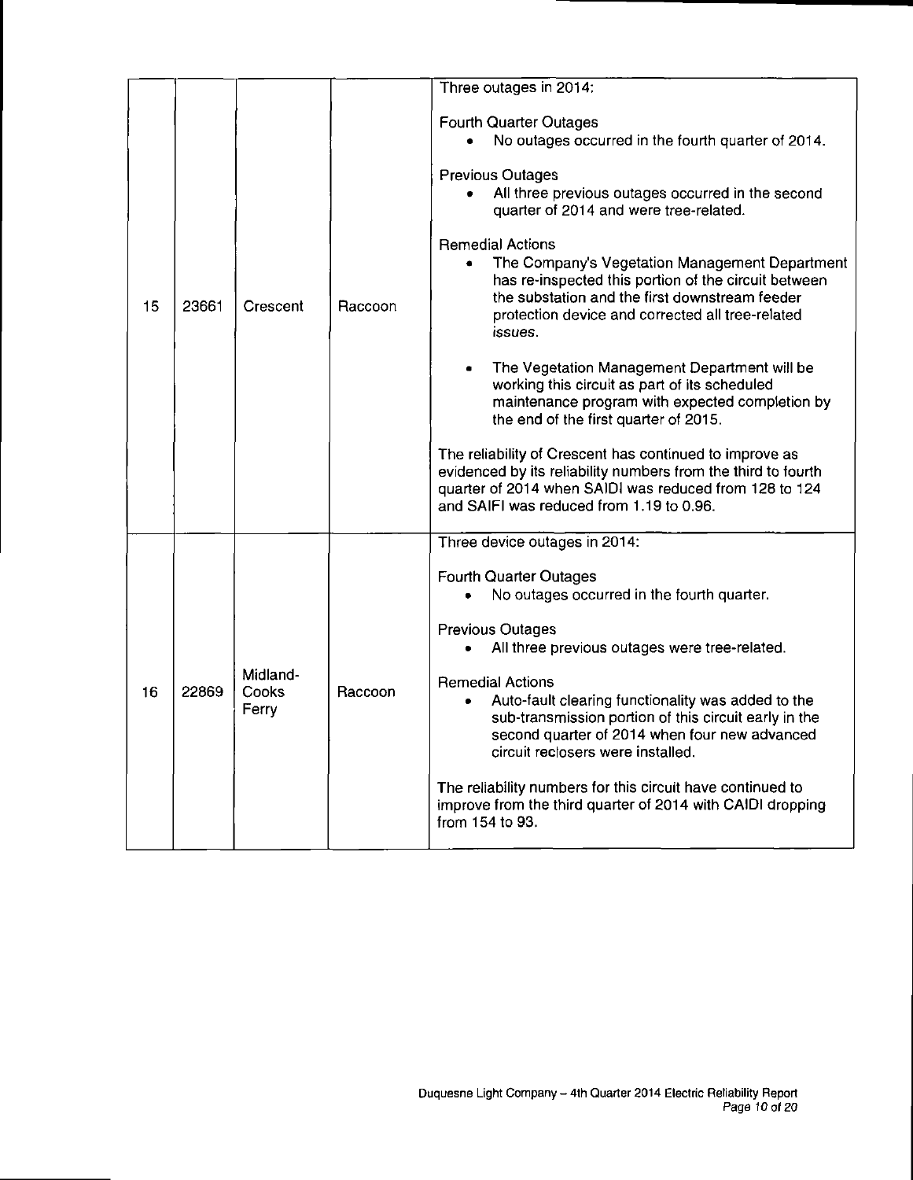| 15 | 23661 | Crescent | Raccoon | Three outages in 2014:<br><br>Fourth Quarter Outages<br>• No outages occurred in the fourth quarter of 2014.<br><br>Previous Outages<br>• All three previous outages occurred in the second quarter of 2014 and were tree-related.<br><br>Remedial Actions<br>• The Company's Vegetation Management Department has re-inspected this portion of the circuit between the substation and the first downstream feeder protection device and corrected all tree-related issues.<br><br>• The Vegetation Management Department will be working this circuit as part of its scheduled maintenance program with expected completion by the end of the first quarter of 2015.<br><br>The reliability of Crescent has continued to improve as evidenced by its reliability numbers from the third to fourth quarter of 2014 when SAIDI was reduced from 128 to 124 and SAIFI was reduced from 1.19 to 0.96. |
|---|---|---|---|---|
| 16 | 22869 | Midland-Cooks Ferry | Raccoon | Three device outages in 2014:<br><br>Fourth Quarter Outages<br>• No outages occurred in the fourth quarter.<br><br>Previous Outages<br>• All three previous outages were tree-related.<br><br>Remedial Actions<br>• Auto-fault clearing functionality was added to the sub-transmission portion of this circuit early in the second quarter of 2014 when four new advanced circuit reclosers were installed.<br><br>The reliability numbers for this circuit have continued to improve from the third quarter of 2014 with CAIDI dropping from 154 to 93. |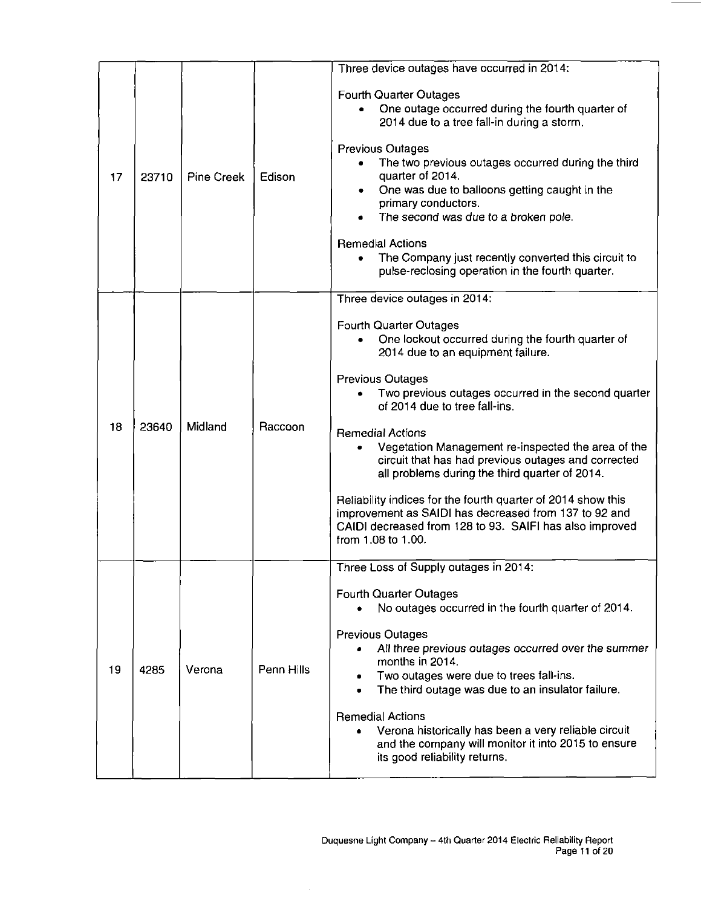| | | | | |
|---|---|---|---|---|
| 17 | 23710 | Pine Creek | Edison | Three device outages have occurred in 2014:<br><br>Fourth Quarter Outages<br>• One outage occurred during the fourth quarter of 2014 due to a tree fall-in during a storm.<br><br>Previous Outages<br>• The two previous outages occurred during the third quarter of 2014.<br>• One was due to balloons getting caught in the primary conductors.<br>• *The second was due to a broken pole.*<br><br>Remedial Actions<br>• The Company just recently converted this circuit to pulse-reclosing operation in the fourth quarter. |
| 18 | 23640 | Midland | Raccoon | Three device outages in 2014:<br><br>Fourth Quarter Outages<br>• One lockout occurred during the fourth quarter of 2014 due to an equipment failure.<br><br>Previous Outages<br>• Two previous outages occurred in the second quarter of 2014 due to tree fall-ins.<br><br>Remedial Actions<br>• Vegetation Management re-inspected the area of the circuit that has had previous outages and corrected all problems during the third quarter of 2014.<br><br>Reliability indices for the fourth quarter of 2014 show this improvement as SAIDI has decreased from 137 to 92 and CAIDI decreased from 128 to 93. SAIFI has also improved from 1.08 to 1.00. |
| 19 | 4285 | Verona | Penn Hills | Three Loss of Supply outages in 2014:<br><br>Fourth Quarter Outages<br>• No outages occurred in the fourth quarter of 2014.<br><br>Previous Outages<br>• *All three previous outages occurred over the summer months in 2014.*<br>• Two outages were due to trees fall-ins.<br>• The third outage was due to an insulator failure.<br><br>Remedial Actions<br>• Verona historically has been a very reliable circuit and the company will monitor it into 2015 to ensure its good reliability returns. |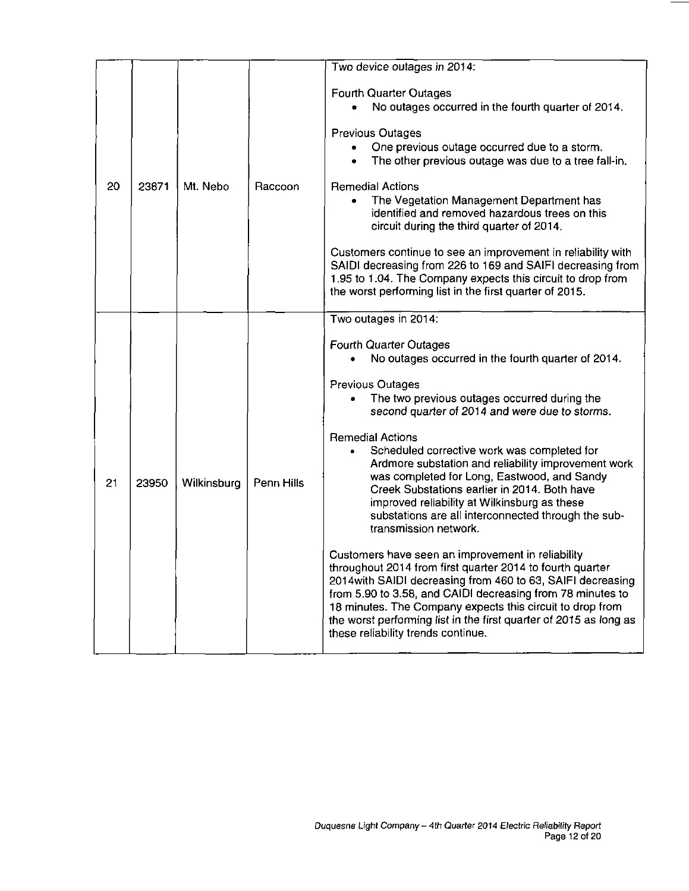| | | | | |
|---|---|---|---|---|
| 20 | 23871 | Mt. Nebo | Raccoon | Two device outages in 2014:<br><br>Fourth Quarter Outages<br>• No outages occurred in the fourth quarter of 2014.<br><br>Previous Outages<br>• One previous outage occurred due to a storm.<br>• The other previous outage was due to a tree fall-in.<br><br>Remedial Actions<br>• The Vegetation Management Department has identified and removed hazardous trees on this circuit during the third quarter of 2014.<br><br>Customers continue to see an improvement in reliability with SAIDI decreasing from 226 to 169 and SAIFI decreasing from 1.95 to 1.04. The Company expects this circuit to drop from the worst performing list in the first quarter of 2015. |
| 21 | 23950 | Wilkinsburg | Penn Hills | Two outages in 2014:<br><br>Fourth Quarter Outages<br>• No outages occurred in the fourth quarter of 2014.<br><br>Previous Outages<br>• The two previous outages occurred during the second quarter of 2014 and were due to storms.<br><br>Remedial Actions<br>• Scheduled corrective work was completed for Ardmore substation and reliability improvement work was completed for Long, Eastwood, and Sandy Creek Substations earlier in 2014. Both have improved reliability at Wilkinsburg as these substations are all interconnected through the sub-transmission network.<br><br>Customers have seen an improvement in reliability throughout 2014 from first quarter 2014 to fourth quarter 2014with SAIDI decreasing from 460 to 63, SAIFI decreasing from 5.90 to 3.58, and CAIDI decreasing from 78 minutes to 18 minutes. The Company expects this circuit to drop from the worst performing list in the first quarter of 2015 as long as these reliability trends continue. |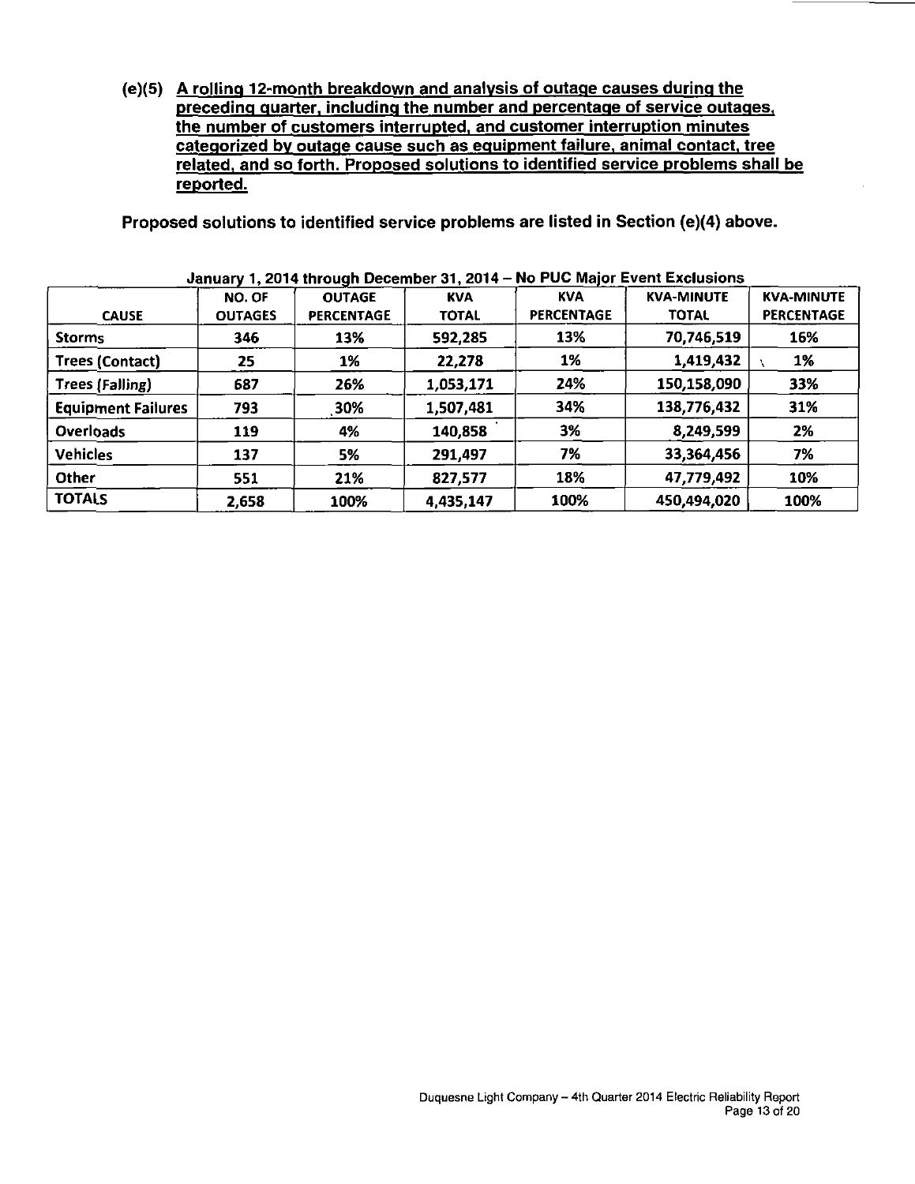**(e)(5) A rolling 12-month breakdown and analysis of outage causes during the preceding quarter, including the number and percentage of service outages, the number of customers interrupted, and customer interruption minutes categorized by outage cause such as equipment failure, animal contact, tree related, and so forth. Proposed solutions to identified service problems shall be reported.**

**Proposed solutions to identified service problems are listed in Section (e)(4) above.**

**January 1, 2014 through December 31, 2014 – No PUC Major Event Exclusions**

| CAUSE | NO. OF OUTAGES | OUTAGE PERCENTAGE | KVA TOTAL | KVA PERCENTAGE | KVA-MINUTE TOTAL | KVA-MINUTE PERCENTAGE |
|---|---|---|---|---|---|---|
| Storms | 346 | 13% | 592,285 | 13% | 70,746,519 | 16% |
| Trees (Contact) | 25 | 1% | 22,278 | 1% | 1,419,432 | 1% |
| Trees (Falling) | 687 | 26% | 1,053,171 | 24% | 150,158,090 | 33% |
| Equipment Failures | 793 | 30% | 1,507,481 | 34% | 138,776,432 | 31% |
| Overloads | 119 | 4% | 140,858 | 3% | 8,249,599 | 2% |
| Vehicles | 137 | 5% | 291,497 | 7% | 33,364,456 | 7% |
| Other | 551 | 21% | 827,577 | 18% | 47,779,492 | 10% |
| TOTALS | 2,658 | 100% | 4,435,147 | 100% | 450,494,020 | 100% |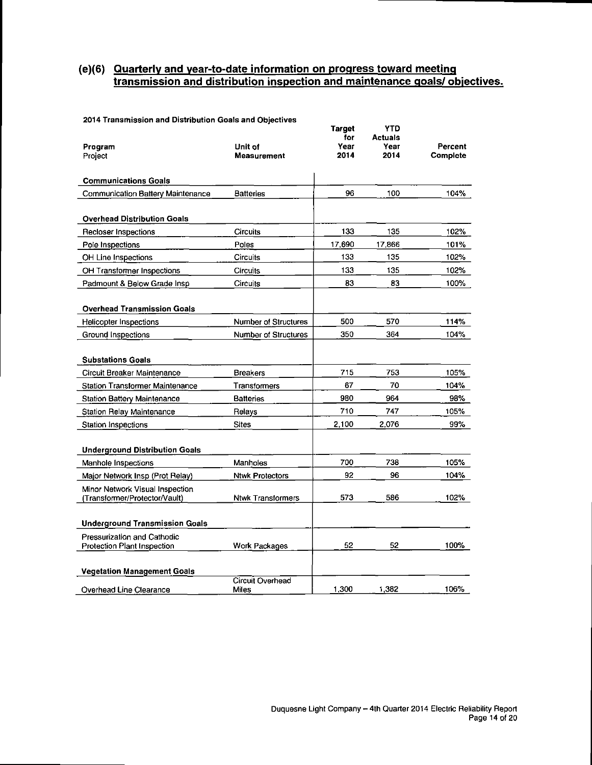## (e)(6) Quarterly and year-to-date information on progress toward meeting transmission and distribution inspection and maintenance goals/ objectives.

**2014 Transmission and Distribution Goals and Objectives**

| Program<br>Project | Unit of Measurement | Target for Year 2014 | YTD Actuals Year 2014 | Percent Complete |
|---|---|---|---|---|
| **Communications Goals** | | | | |
| Communication Battery Maintenance | Batteries | 96 | 100 | 104% |
| **Overhead Distribution Goals** | | | | |
| Recloser Inspections | Circuits | 133 | 135 | 102% |
| Pole Inspections | Poles | 17,690 | 17,866 | 101% |
| OH Line Inspections | Circuits | 133 | 135 | 102% |
| OH Transformer Inspections | Circuits | 133 | 135 | 102% |
| Padmount & Below Grade Insp | Circuits | 83 | 83 | 100% |
| **Overhead Transmission Goals** | | | | |
| Helicopter Inspections | Number of Structures | 500 | 570 | 114% |
| Ground Inspections | Number of Structures | 350 | 364 | 104% |
| **Substations Goals** | | | | |
| Circuit Breaker Maintenance | Breakers | 715 | 753 | 105% |
| Station Transformer Maintenance | Transformers | 67 | 70 | 104% |
| Station Battery Maintenance | Batteries | 980 | 964 | 98% |
| Station Relay Maintenance | Relays | 710 | 747 | 105% |
| Station Inspections | Sites | 2,100 | 2,076 | 99% |
| **Underground Distribution Goals** | | | | |
| Manhole Inspections | Manholes | 700 | 738 | 105% |
| Major Network Insp (Prot Relay) | Ntwk Protectors | 92 | 96 | 104% |
| Minor Network Visual Inspection (Transformer/Protector/Vault) | Ntwk Transformers | 573 | 586 | 102% |
| **Underground Transmission Goals** | | | | |
| Pressurization and Cathodic Protection Plant Inspection | Work Packages | 52 | 52 | 100% |
| **Vegetation Management Goals** | | | | |
| Overhead Line Clearance | Circuit Overhead Miles | 1,300 | 1,382 | 106% |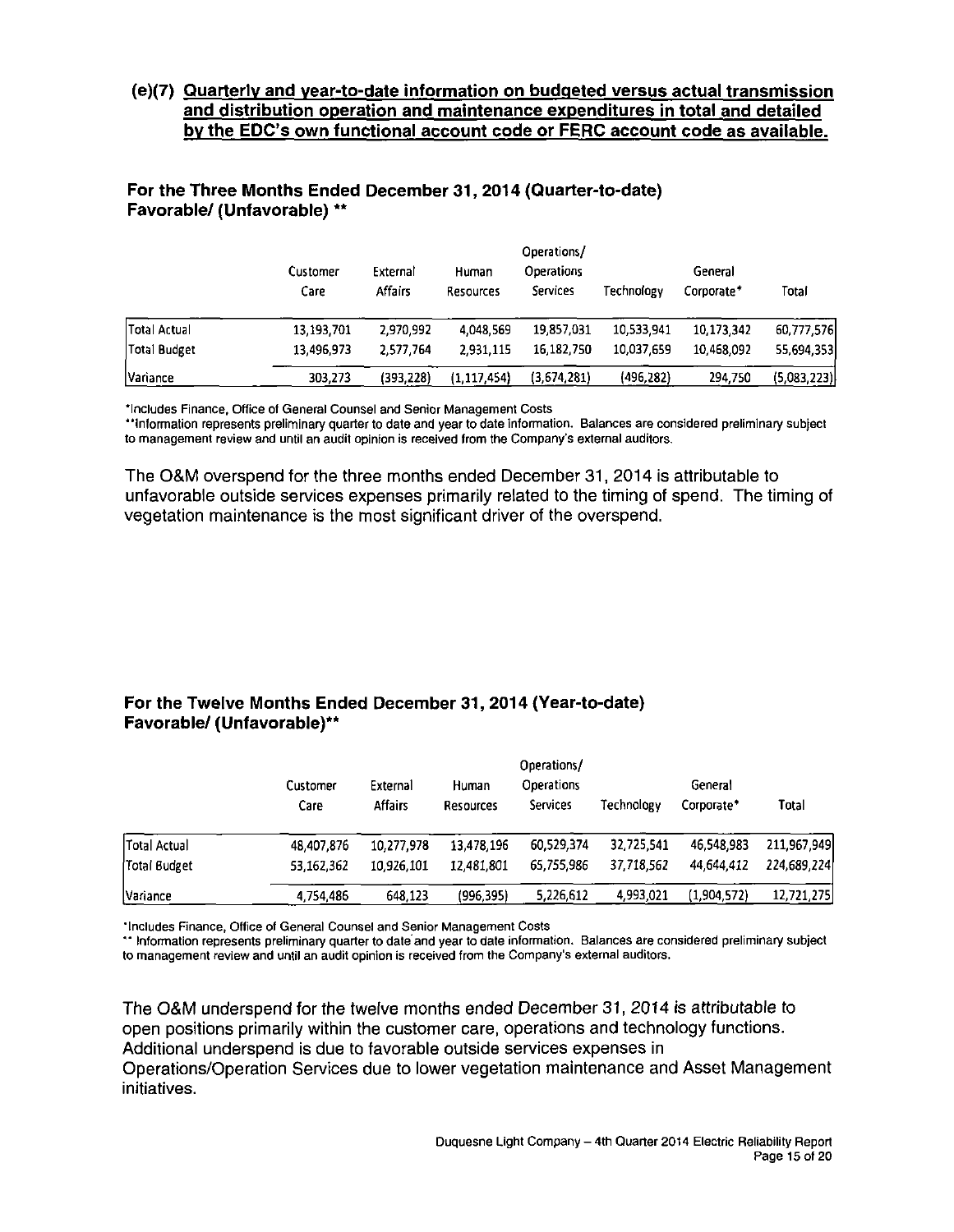## (e)(7) Quarterly and year-to-date information on budgeted versus actual transmission and distribution operation and maintenance expenditures in total and detailed by the EDC's own functional account code or FERC account code as available.

### For the Three Months Ended December 31, 2014 (Quarter-to-date) Favorable/ (Unfavorable) **

| | Customer Care | External Affairs | Human Resources | Operations/ Operations Services | Technology | General Corporate* | Total |
|---|---|---|---|---|---|---|---|
| Total Actual | 13,193,701 | 2,970,992 | 4,048,569 | 19,857,031 | 10,533,941 | 10,173,342 | 60,777,576 |
| Total Budget | 13,496,973 | 2,577,764 | 2,931,115 | 16,182,750 | 10,037,659 | 10,468,092 | 55,694,353 |
| Variance | 303,273 | (393,228) | (1,117,454) | (3,674,281) | (496,282) | 294,750 | (5,083,223) |

*Includes Finance, Office of General Counsel and Senior Management Costs

**Information represents preliminary quarter to date and year to date information. Balances are considered preliminary subject to management review and until an audit opinion is received from the Company's external auditors.

The O&M overspend for the three months ended December 31, 2014 is attributable to unfavorable outside services expenses primarily related to the timing of spend. The timing of vegetation maintenance is the most significant driver of the overspend.

### For the Twelve Months Ended December 31, 2014 (Year-to-date) Favorable/ (Unfavorable)**

| | Customer Care | External Affairs | Human Resources | Operations/ Operations Services | Technology | General Corporate* | Total |
|---|---|---|---|---|---|---|---|
| Total Actual | 48,407,876 | 10,277,978 | 13,478,196 | 60,529,374 | 32,725,541 | 46,548,983 | 211,967,949 |
| Total Budget | 53,162,362 | 10,926,101 | 12,481,801 | 65,755,986 | 37,718,562 | 44,644,412 | 224,689,224 |
| Variance | 4,754,486 | 648,123 | (996,395) | 5,226,612 | 4,993,021 | (1,904,572) | 12,721,275 |

*Includes Finance, Office of General Counsel and Senior Management Costs

** Information represents preliminary quarter to date and year to date information. Balances are considered preliminary subject to management review and until an audit opinion is received from the Company's external auditors.

The O&M underspend for the twelve months ended December 31, 2014 is attributable to open positions primarily within the customer care, operations and technology functions. Additional underspend is due to favorable outside services expenses in Operations/Operation Services due to lower vegetation maintenance and Asset Management initiatives.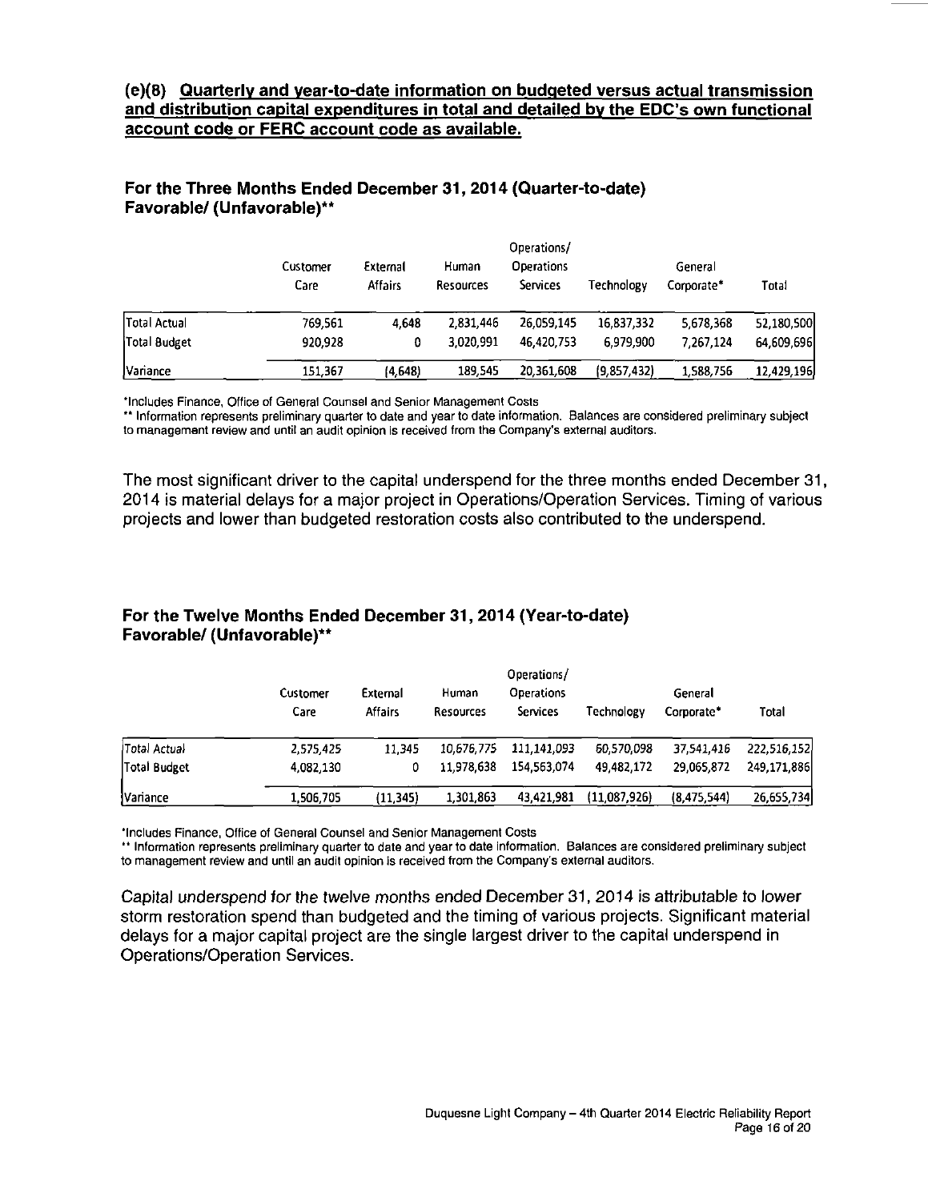## (e)(8) Quarterly and year-to-date information on budgeted versus actual transmission and distribution capital expenditures in total and detailed by the EDC's own functional account code or FERC account code as available.

### For the Three Months Ended December 31, 2014 (Quarter-to-date) Favorable/ (Unfavorable)**

| | Customer Care | External Affairs | Human Resources | Operations/ Operations Services | Technology | General Corporate* | Total |
|---|---|---|---|---|---|---|---|
| Total Actual | 769,561 | 4,648 | 2,831,446 | 26,059,145 | 16,837,332 | 5,678,368 | 52,180,500 |
| Total Budget | 920,928 | 0 | 3,020,991 | 46,420,753 | 6,979,900 | 7,267,124 | 64,609,696 |
| Variance | 151,367 | (4,648) | 189,545 | 20,361,608 | (9,857,432) | 1,588,756 | 12,429,196 |

*Includes Finance, Office of General Counsel and Senior Management Costs

** Information represents preliminary quarter to date and year to date information. Balances are considered preliminary subject to management review and until an audit opinion is received from the Company's external auditors.

The most significant driver to the capital underspend for the three months ended December 31, 2014 is material delays for a major project in Operations/Operation Services. Timing of various projects and lower than budgeted restoration costs also contributed to the underspend.

### For the Twelve Months Ended December 31, 2014 (Year-to-date) Favorable/ (Unfavorable)**

| | Customer Care | External Affairs | Human Resources | Operations/ Operations Services | Technology | General Corporate* | Total |
|---|---|---|---|---|---|---|---|
| Total Actual | 2,575,425 | 11,345 | 10,676,775 | 111,141,093 | 60,570,098 | 37,541,416 | 222,516,152 |
| Total Budget | 4,082,130 | 0 | 11,978,638 | 154,563,074 | 49,482,172 | 29,065,872 | 249,171,886 |
| Variance | 1,506,705 | (11,345) | 1,301,863 | 43,421,981 | (11,087,926) | (8,475,544) | 26,655,734 |

*Includes Finance, Office of General Counsel and Senior Management Costs

** Information represents preliminary quarter to date and year to date information. Balances are considered preliminary subject to management review and until an audit opinion is received from the Company's external auditors.

Capital underspend for the twelve months ended December 31, 2014 is attributable to lower storm restoration spend than budgeted and the timing of various projects. Significant material delays for a major capital project are the single largest driver to the capital underspend in Operations/Operation Services.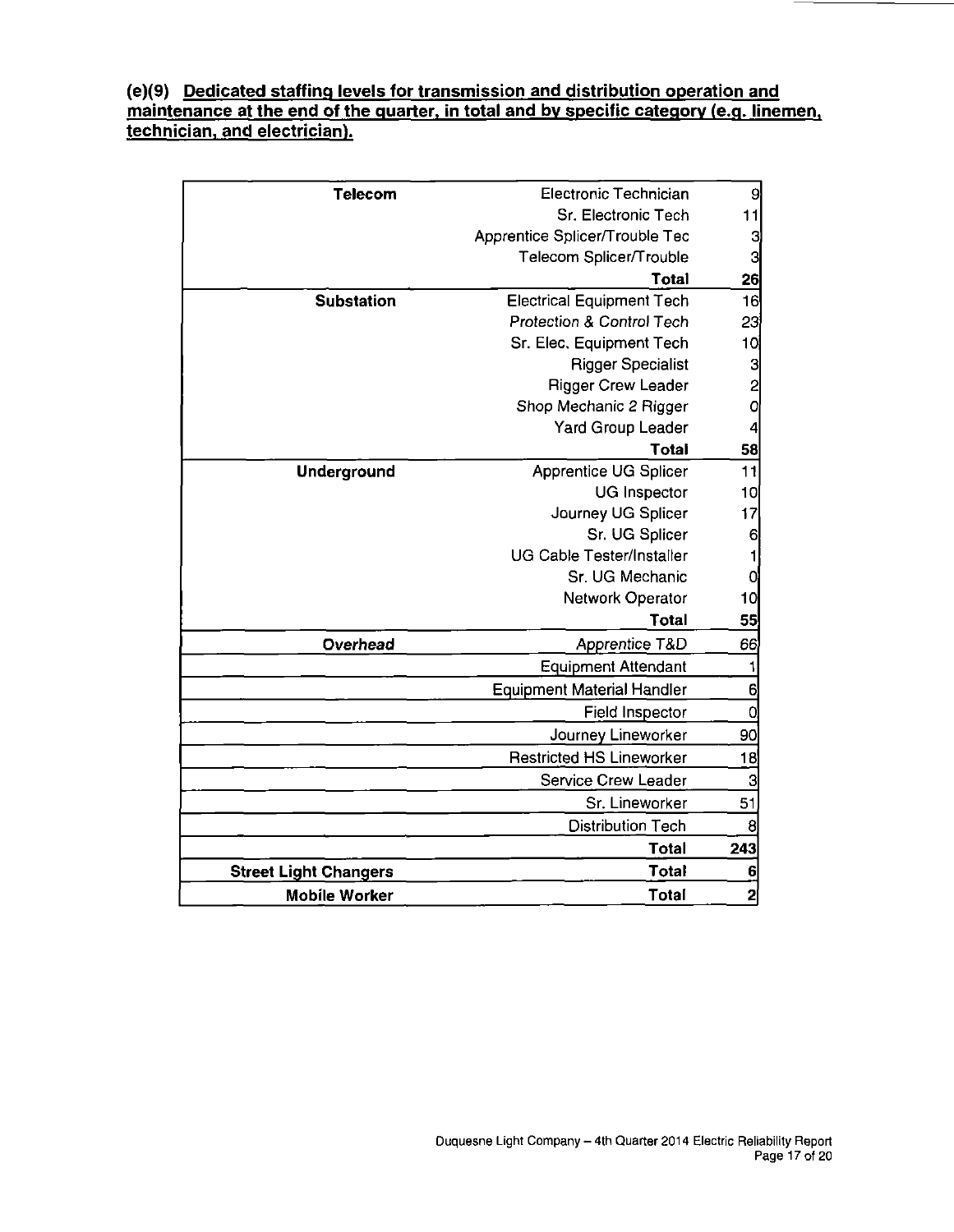**(e)(9) Dedicated staffing levels for transmission and distribution operation and maintenance at the end of the quarter, in total and by specific category (e.g. linemen, technician, and electrician).**

| | | |
|---|---|---|
| **Telecom** | Electronic Technician | 9 |
| | Sr. Electronic Tech | 11 |
| | Apprentice Splicer/Trouble Tec | 3 |
| | Telecom Splicer/Trouble | 3 |
| | **Total** | **26** |
| **Substation** | Electrical Equipment Tech | 16 |
| | *Protection & Control Tech* | 23 |
| | Sr. Elec. Equipment Tech | 10 |
| | Rigger Specialist | 3 |
| | Rigger Crew Leader | 2 |
| | Shop Mechanic 2 Rigger | 0 |
| | Yard Group Leader | 4 |
| | **Total** | **58** |
| **Underground** | Apprentice UG Splicer | 11 |
| | UG Inspector | 10 |
| | Journey UG Splicer | 17 |
| | Sr. UG Splicer | 6 |
| | UG Cable Tester/Installer | 1 |
| | Sr. UG Mechanic | 0 |
| | Network Operator | 10 |
| | **Total** | **55** |
| ***Overhead*** | *Apprentice T&D* | 66 |
| | Equipment Attendant | 1 |
| | Equipment Material Handler | 6 |
| | Field Inspector | 0 |
| | Journey Lineworker | 90 |
| | Restricted HS Lineworker | 18 |
| | Service Crew Leader | 3 |
| | Sr. Lineworker | 51 |
| | Distribution Tech | 8 |
| | **Total** | **243** |
| **Street Light Changers** | **Total** | **6** |
| **Mobile Worker** | **Total** | **2** |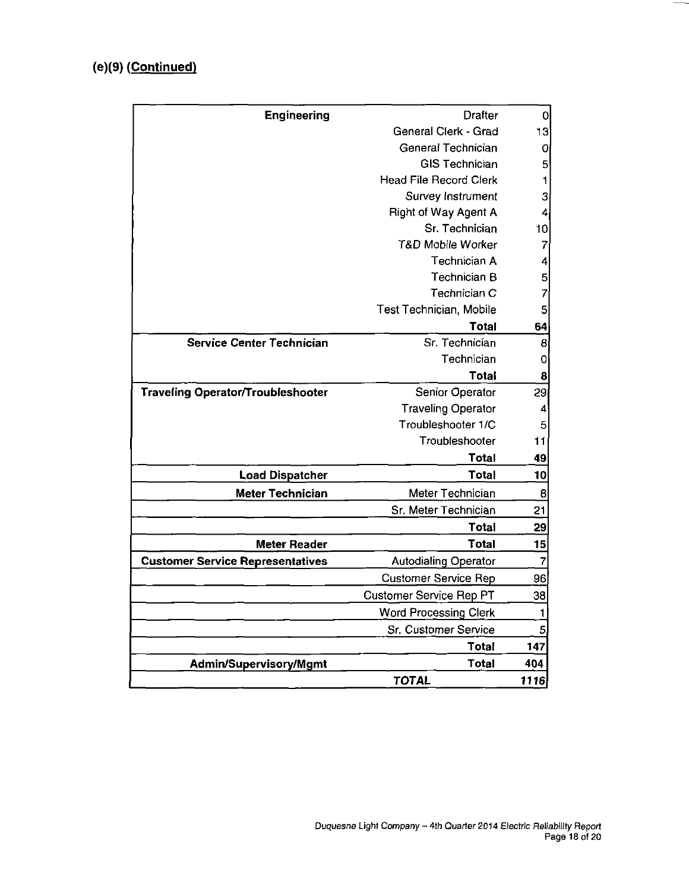### (e)(9) (Continued)

| | | |
|---|---|---|
| **Engineering** | Drafter | 0 |
| | General Clerk - Grad | 13 |
| | General Technician | 0 |
| | GIS Technician | 5 |
| | Head File Record Clerk | 1 |
| | Survey Instrument | 3 |
| | Right of Way Agent A | 4 |
| | Sr. Technician | 10 |
| | T&D Mobile Worker | 7 |
| | Technician A | 4 |
| | Technician B | 5 |
| | Technician C | 7 |
| | Test Technician, Mobile | 5 |
| | **Total** | **64** |
| **Service Center Technician** | Sr. Technician | 8 |
| | Technician | 0 |
| | **Total** | **8** |
| **Traveling Operator/Troubleshooter** | Senior Operator | 29 |
| | Traveling Operator | 4 |
| | Troubleshooter 1/C | 5 |
| | Troubleshooter | 11 |
| | **Total** | **49** |
| **Load Dispatcher** | **Total** | **10** |
| **Meter Technician** | Meter Technician | 8 |
| | Sr. Meter Technician | 21 |
| | **Total** | **29** |
| **Meter Reader** | **Total** | **15** |
| **Customer Service Representatives** | Autodialing Operator | 7 |
| | Customer Service Rep | 96 |
| | Customer Service Rep PT | 38 |
| | Word Processing Clerk | 1 |
| | Sr. Customer Service | 5 |
| | **Total** | **147** |
| **Admin/Supervisory/Mgmt** | **Total** | **404** |
| | ***TOTAL*** | ***1116*** |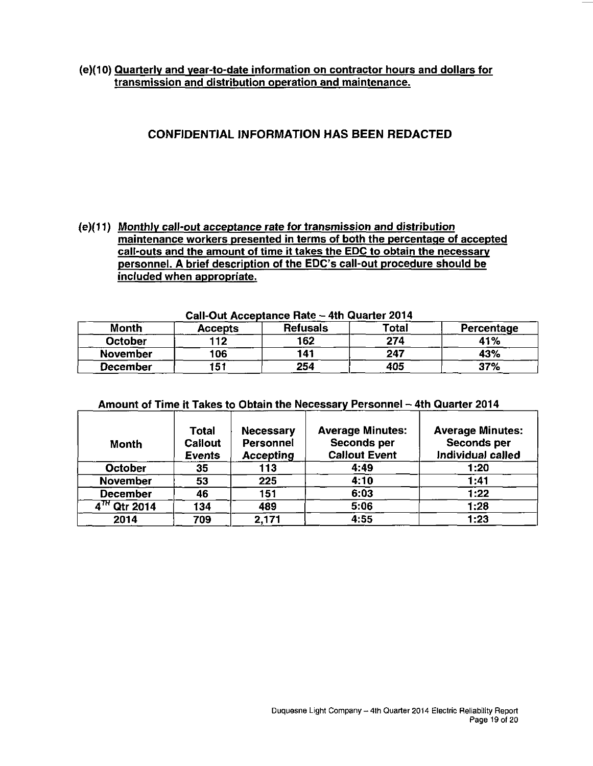**(e)(10) Quarterly and year-to-date information on contractor hours and dollars for transmission and distribution operation and maintenance.**

## CONFIDENTIAL INFORMATION HAS BEEN REDACTED

**(e)(11) Monthly call-out acceptance rate for transmission and distribution maintenance workers presented in terms of both the percentage of accepted call-outs and the amount of time it takes the EDC to obtain the necessary personnel. A brief description of the EDC's call-out procedure should be included when appropriate.**

**Call-Out Acceptance Rate – 4th Quarter 2014**

| Month | Accepts | Refusals | Total | Percentage |
|---|---|---|---|---|
| October | 112 | 162 | 274 | 41% |
| November | 106 | 141 | 247 | 43% |
| December | 151 | 254 | 405 | 37% |

**Amount of Time it Takes to Obtain the Necessary Personnel – 4th Quarter 2014**

| Month | Total Callout Events | Necessary Personnel Accepting | Average Minutes: Seconds per Callout Event | Average Minutes: Seconds per Individual called |
|---|---|---|---|---|
| October | 35 | 113 | 4:49 | 1:20 |
| November | 53 | 225 | 4:10 | 1:41 |
| December | 46 | 151 | 6:03 | 1:22 |
| 4TH Qtr 2014 | 134 | 489 | 5:06 | 1:28 |
| 2014 | 709 | 2,171 | 4:55 | 1:23 |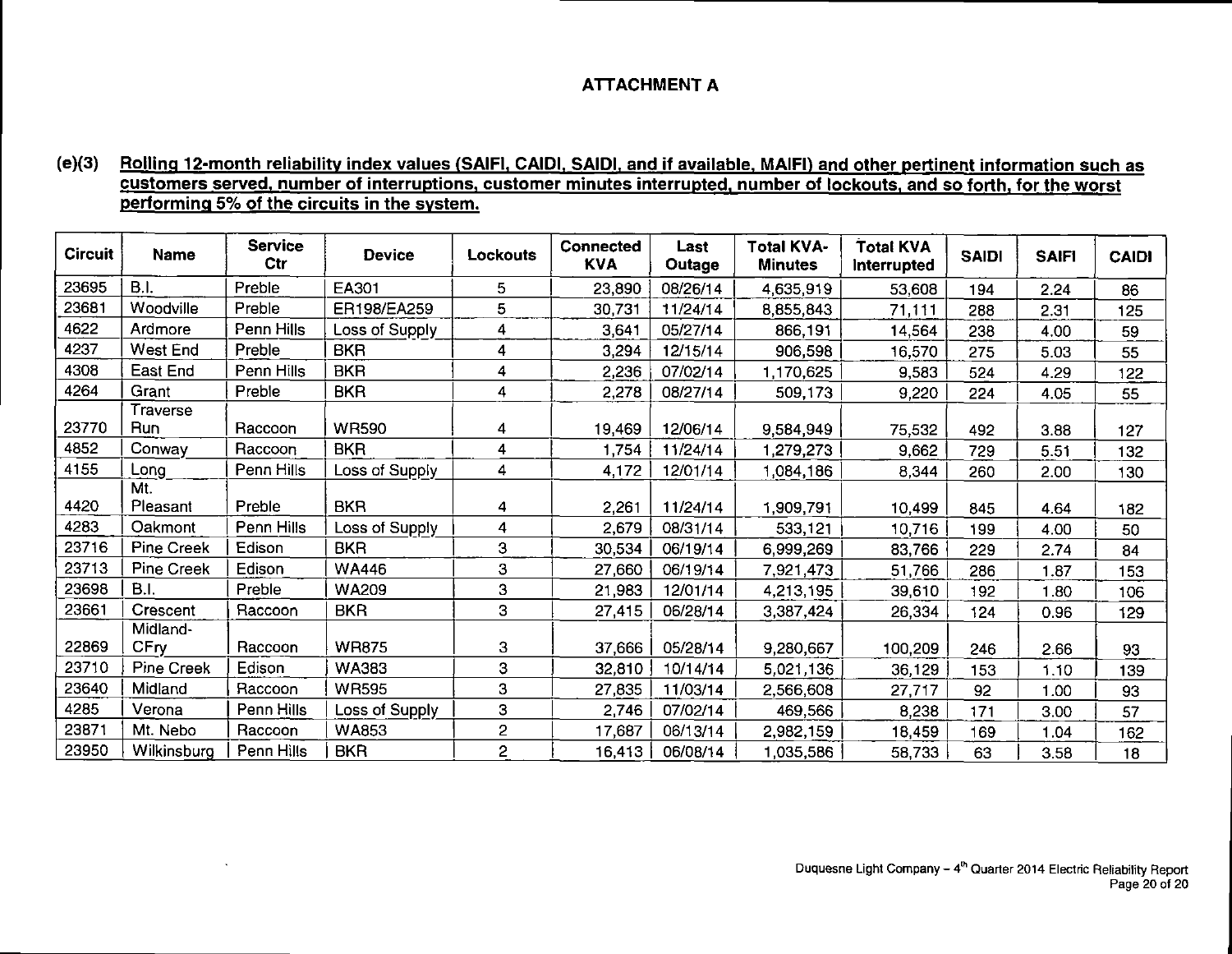## ATTACHMENT A

**(e)(3) Rolling 12-month reliability index values (SAIFI, CAIDI, SAIDI, and if available, MAIFI) and other pertinent information such as customers served, number of interruptions, customer minutes interrupted, number of lockouts, and so forth, for the worst performing 5% of the circuits in the system.**

| Circuit | Name | Service Ctr | Device | Lockouts | Connected KVA | Last Outage | Total KVA-Minutes | Total KVA Interrupted | SAIDI | SAIFI | CAIDI |
|---|---|---|---|---|---|---|---|---|---|---|---|
| 23695 | B.I. | Preble | EA301 | 5 | 23,890 | 08/26/14 | 4,635,919 | 53,608 | 194 | 2.24 | 86 |
| 23681 | Woodville | Preble | ER198/EA259 | 5 | 30,731 | 11/24/14 | 8,855,843 | 71,111 | 288 | 2.31 | 125 |
| 4622 | Ardmore | Penn Hills | Loss of Supply | 4 | 3,641 | 05/27/14 | 866,191 | 14,564 | 238 | 4.00 | 59 |
| 4237 | West End | Preble | BKR | 4 | 3,294 | 12/15/14 | 906,598 | 16,570 | 275 | 5.03 | 55 |
| 4308 | East End | Penn Hills | BKR | 4 | 2,236 | 07/02/14 | 1,170,625 | 9,583 | 524 | 4.29 | 122 |
| 4264 | Grant | Preble | BKR | 4 | 2,278 | 08/27/14 | 509,173 | 9,220 | 224 | 4.05 | 55 |
| 23770 | Traverse Run | Raccoon | WR590 | 4 | 19,469 | 12/06/14 | 9,584,949 | 75,532 | 492 | 3.88 | 127 |
| 4852 | Conway | Raccoon | BKR | 4 | 1,754 | 11/24/14 | 1,279,273 | 9,662 | 729 | 5.51 | 132 |
| 4155 | Long | Penn Hills | Loss of Supply | 4 | 4,172 | 12/01/14 | 1,084,186 | 8,344 | 260 | 2.00 | 130 |
| 4420 | Mt. Pleasant | Preble | BKR | 4 | 2,261 | 11/24/14 | 1,909,791 | 10,499 | 845 | 4.64 | 182 |
| 4283 | Oakmont | Penn Hills | Loss of Supply | 4 | 2,679 | 08/31/14 | 533,121 | 10,716 | 199 | 4.00 | 50 |
| 23716 | Pine Creek | Edison | BKR | 3 | 30,534 | 06/19/14 | 6,999,269 | 83,766 | 229 | 2.74 | 84 |
| 23713 | Pine Creek | Edison | WA446 | 3 | 27,660 | 06/19/14 | 7,921,473 | 51,766 | 286 | 1.87 | 153 |
| 23698 | B.I. | Preble | WA209 | 3 | 21,983 | 12/01/14 | 4,213,195 | 39,610 | 192 | 1.80 | 106 |
| 23661 | Crescent | Raccoon | BKR | 3 | 27,415 | 06/28/14 | 3,387,424 | 26,334 | 124 | 0.96 | 129 |
| 22869 | Midland-CFry | Raccoon | WR875 | 3 | 37,666 | 05/28/14 | 9,280,667 | 100,209 | 246 | 2.66 | 93 |
| 23710 | Pine Creek | Edison | WA383 | 3 | 32,810 | 10/14/14 | 5,021,136 | 36,129 | 153 | 1.10 | 139 |
| 23640 | Midland | Raccoon | WR595 | 3 | 27,835 | 11/03/14 | 2,566,608 | 27,717 | 92 | 1.00 | 93 |
| 4285 | Verona | Penn Hills | Loss of Supply | 3 | 2,746 | 07/02/14 | 469,566 | 8,238 | 171 | 3.00 | 57 |
| 23871 | Mt. Nebo | Raccoon | WA853 | 2 | 17,687 | 06/13/14 | 2,982,159 | 18,459 | 169 | 1.04 | 162 |
| 23950 | Wilkinsburg | Penn Hills | BKR | 2 | 16,413 | 06/08/14 | 1,035,586 | 58,733 | 63 | 3.58 | 18 |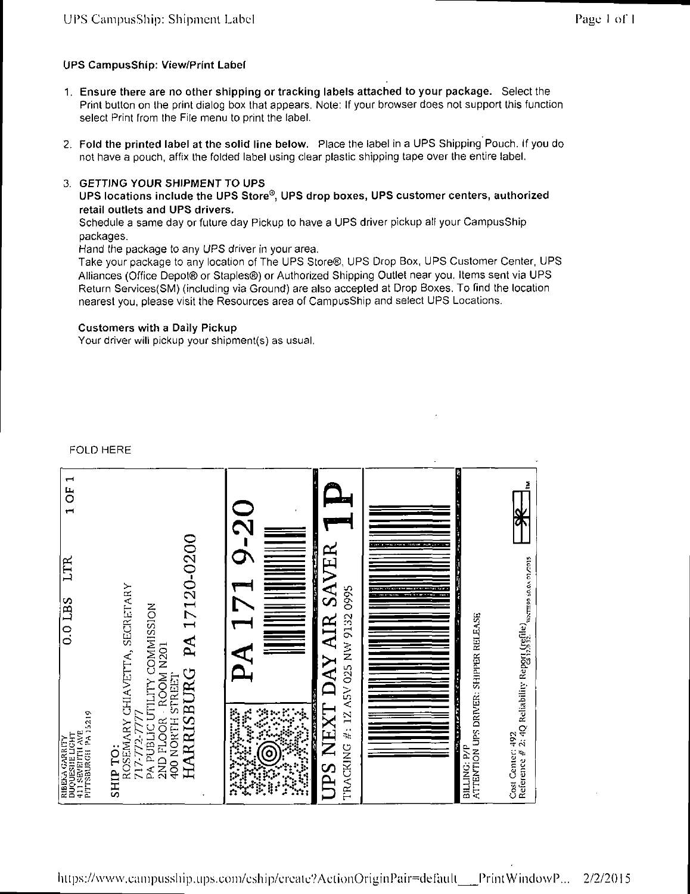**UPS CampusShip: View/Print Label**

1. **Ensure there are no other shipping or tracking labels attached to your package.** Select the Print button on the print dialog box that appears. Note: If your browser does not support this function select Print from the File menu to print the label.

2. **Fold the printed label at the solid line below.** Place the label in a UPS Shipping Pouch. If you do not have a pouch, affix the folded label using clear plastic shipping tape over the entire label.

3. **GETTING YOUR SHIPMENT TO UPS**
   **UPS locations include the UPS Store®, UPS drop boxes, UPS customer centers, authorized retail outlets and UPS drivers.**
   Schedule a same day or future day Pickup to have a UPS driver pickup all your CampusShip packages.
   Hand the package to any UPS driver in your area.
   Take your package to any location of The UPS Store®, UPS Drop Box, UPS Customer Center, UPS Alliances (Office Depot® or Staples®) or Authorized Shipping Outlet near you. Items sent via UPS Return Services(SM) (including via Ground) are also accepted at Drop Boxes. To find the location nearest you, please visit the Resources area of CampusShip and select UPS Locations.

   **Customers with a Daily Pickup**
   Your driver will pickup your shipment(s) as usual.

FOLD HERE

RIBEKA GARRITY
DUQUESNE LIGHT
411 SEVENTH AVE
PITTSBURGH PA 15219

0.0 LBS LTR 1 OF 1

SHIP TO:
ROSEMARY CHIAVETTA, SECRETARY
717-772-7777
PA PUBLIC UTILITY COMMISSION
2ND FLOOR - ROOM N201
400 NORTH STREET
HARRISBURG PA 17120-0200

PA 171 9-20

UPS NEXT DAY AIR SAVER 1P

TRACKING #: 1Z A5V 025 NW 9132 0995

BILLING: P/P
ATTENTION UPS DRIVER: SHIPPER RELEASE

Cost Center: 492
Reference # 2: 4Q Reliability Report (refile)